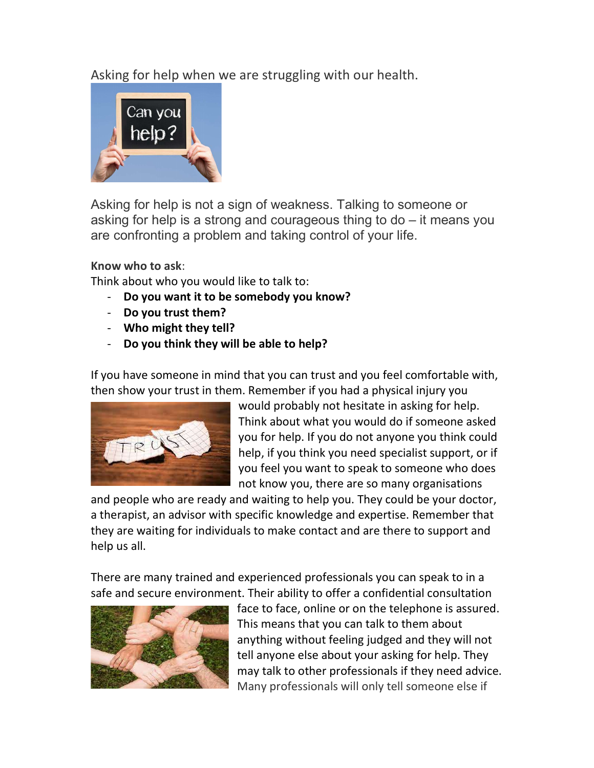Asking for help when we are struggling with our health.

Asking for help is not a sign of weakness. Talking to someone or asking for help is a strong and courageous thing to do – it means you are confronting a problem and taking control of your life.

**Know who to ask**:

Think about who you would like to talk to:

- **Do you want it to be somebody you know?**
- **Do you trust them?**
- **Who might they tell?**
- **Do you think they will be able to help?**

If you have someone in mind that you can trust and you feel comfortable with, then show your trust in them. Remember if you had a physical injury you would probably not hesitate in asking for help. Think about what you would do if someone asked you for help. If you do not anyone you think could help, if you think you need specialist support, or if you feel you want to speak to someone who does not know you, there are so many organisations and people who are ready and waiting to help you. They could be your doctor, a therapist, an advisor with specific knowledge and expertise. Remember that they are waiting for individuals to make contact and are there to support and help us all.

There are many trained and experienced professionals you can speak to in a safe and secure environment. Their ability to offer a confidential consultation face to face, online or on the telephone is assured. This means that you can talk to them about anything without feeling judged and they will not tell anyone else about your asking for help. They may talk to other professionals if they need advice. Many professionals will only tell someone else if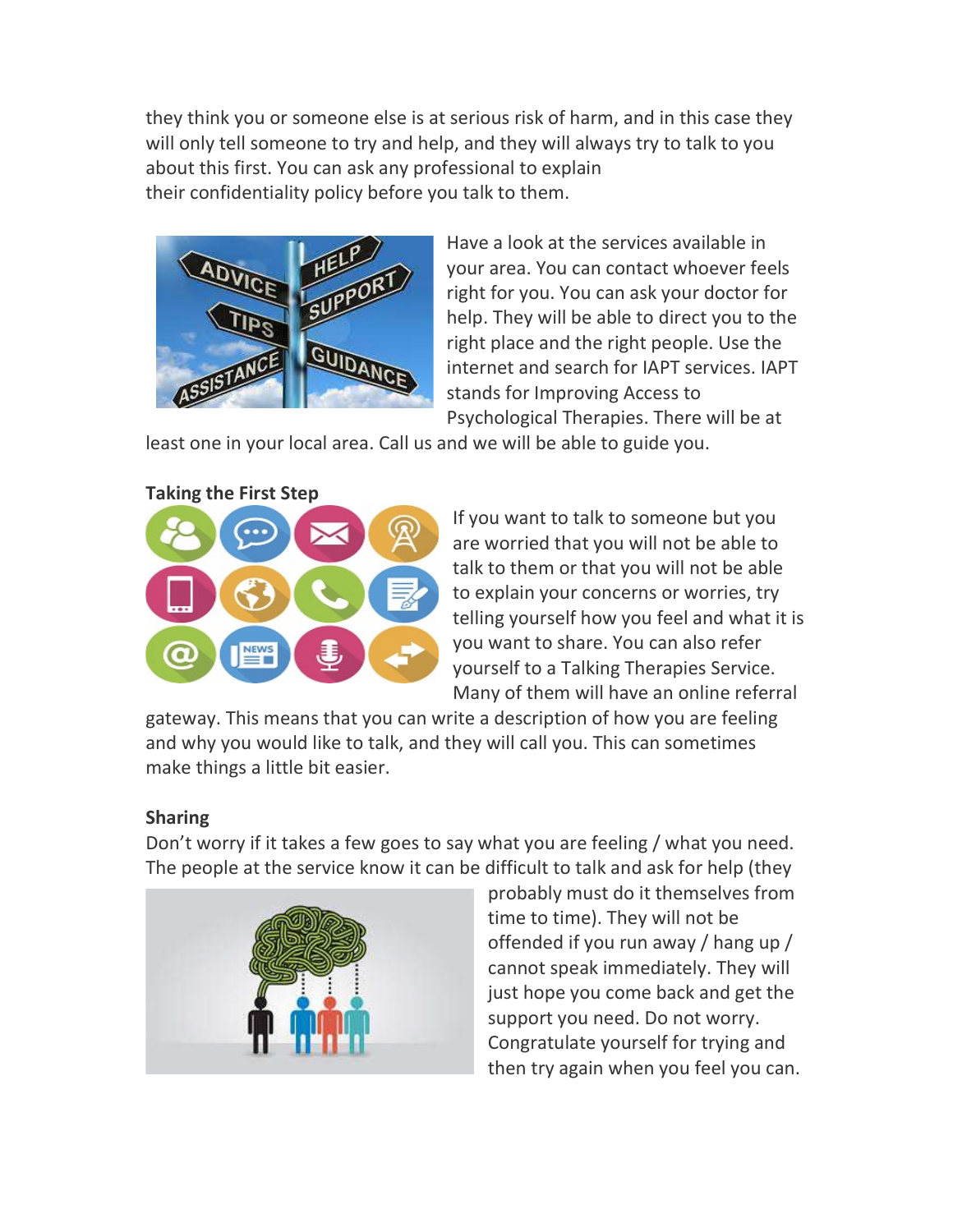they think you or someone else is at serious risk of harm, and in this case they will only tell someone to try and help, and they will always try to talk to you about this first. You can ask any professional to explain their confidentiality policy before you talk to them.

Have a look at the services available in your area. You can contact whoever feels right for you. You can ask your doctor for help. They will be able to direct you to the right place and the right people. Use the internet and search for IAPT services. IAPT stands for Improving Access to Psychological Therapies. There will be at least one in your local area. Call us and we will be able to guide you.

**Taking the First Step**

If you want to talk to someone but you are worried that you will not be able to talk to them or that you will not be able to explain your concerns or worries, try telling yourself how you feel and what it is you want to share. You can also refer yourself to a Talking Therapies Service. Many of them will have an online referral gateway. This means that you can write a description of how you are feeling and why you would like to talk, and they will call you. This can sometimes make things a little bit easier.

**Sharing**

Don't worry if it takes a few goes to say what you are feeling / what you need. The people at the service know it can be difficult to talk and ask for help (they probably must do it themselves from time to time). They will not be offended if you run away / hang up / cannot speak immediately. They will just hope you come back and get the support you need. Do not worry. Congratulate yourself for trying and then try again when you feel you can.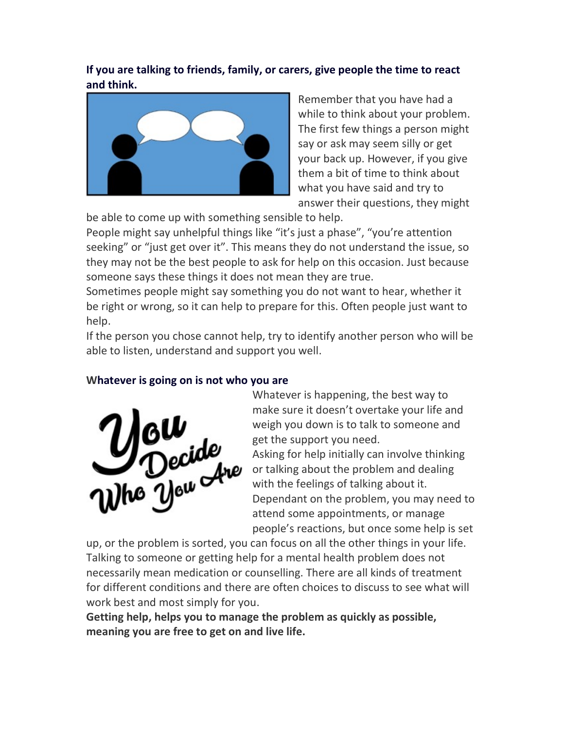**If you are talking to friends, family, or carers, give people the time to react and think.**

Remember that you have had a while to think about your problem. The first few things a person might say or ask may seem silly or get your back up. However, if you give them a bit of time to think about what you have said and try to answer their questions, they might be able to come up with something sensible to help.

People might say unhelpful things like “it’s just a phase”, “you’re attention seeking” or “just get over it”. This means they do not understand the issue, so they may not be the best people to ask for help on this occasion. Just because someone says these things it does not mean they are true.

Sometimes people might say something you do not want to hear, whether it be right or wrong, so it can help to prepare for this. Often people just want to help.

If the person you chose cannot help, try to identify another person who will be able to listen, understand and support you well.

**Whatever is going on is not who you are**

Whatever is happening, the best way to make sure it doesn’t overtake your life and weigh you down is to talk to someone and get the support you need.

Asking for help initially can involve thinking or talking about the problem and dealing with the feelings of talking about it.

Dependant on the problem, you may need to attend some appointments, or manage people’s reactions, but once some help is set up, or the problem is sorted, you can focus on all the other things in your life.

Talking to someone or getting help for a mental health problem does not necessarily mean medication or counselling. There are all kinds of treatment for different conditions and there are often choices to discuss to see what will work best and most simply for you.

**Getting help, helps you to manage the problem as quickly as possible, meaning you are free to get on and live life.**